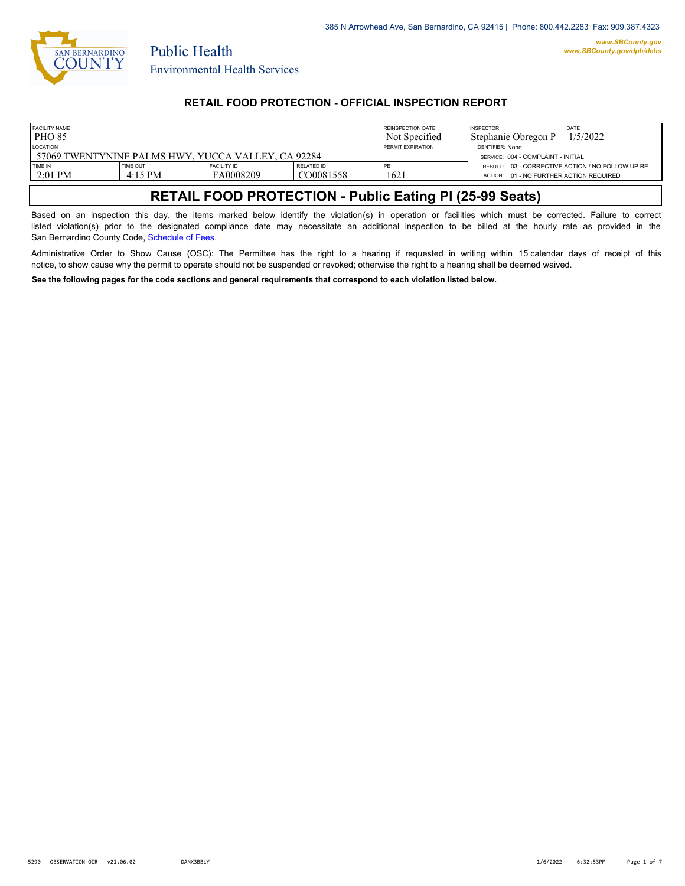385 N Arrowhead Ave, San Bernardino, CA 92415 | Phone: 800.442.2283 Fax: 909.387.4323

www.SBCounty.gov
www.SBCounty.gov/dph/dehs

SAN BERNARDINO COUNTY

Public Health
Environmental Health Services

## RETAIL FOOD PROTECTION - OFFICIAL INSPECTION REPORT

| FACILITY NAME | | | | REINSPECTION DATE | INSPECTOR | DATE |
|---|---|---|---|---|---|---|
| PHO 85 | | | | Not Specified | Stephanie Obregon P | 1/5/2022 |
| LOCATION | | | | PERMIT EXPIRATION | IDENTIFIER: None | |
| 57069 TWENTYNINE PALMS HWY, YUCCA VALLEY, CA 92284 | | | | | SERVICE: 004 - COMPLAINT - INITIAL | |
| TIME IN | TIME OUT | FACILITY ID | RELATED ID | PE | RESULT: 03 - CORRECTIVE ACTION / NO FOLLOW UP RE | |
| 2:01 PM | 4:15 PM | FA0008209 | CO0081558 | 1621 | ACTION: 01 - NO FURTHER ACTION REQUIRED | |

# RETAIL FOOD PROTECTION - Public Eating Pl (25-99 Seats)

Based on an inspection this day, the items marked below identify the violation(s) in operation or facilities which must be corrected. Failure to correct listed violation(s) prior to the designated compliance date may necessitate an additional inspection to be billed at the hourly rate as provided in the San Bernardino County Code, Schedule of Fees.

Administrative Order to Show Cause (OSC): The Permittee has the right to a hearing if requested in writing within 15 calendar days of receipt of this notice, to show cause why the permit to operate should not be suspended or revoked; otherwise the right to a hearing shall be deemed waived.

**See the following pages for the code sections and general requirements that correspond to each violation listed below.**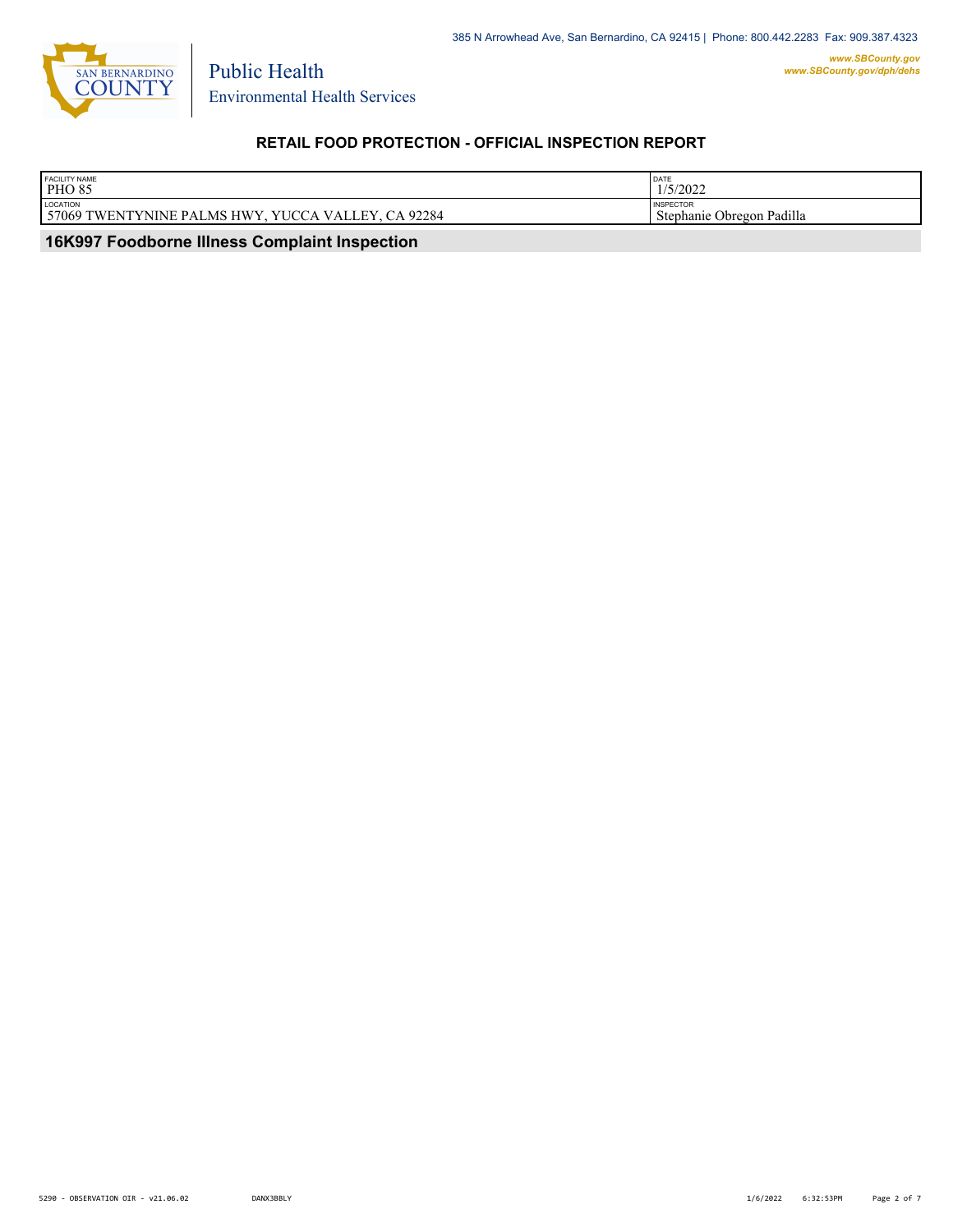385 N Arrowhead Ave, San Bernardino, CA 92415 | Phone: 800.442.2283 Fax: 909.387.4323

*www.SBCounty.gov*
*www.SBCounty.gov/dph/dehs*

SAN BERNARDINO COUNTY

Public Health
Environmental Health Services

## RETAIL FOOD PROTECTION - OFFICIAL INSPECTION REPORT

| FACILITY NAME | DATE |
|---|---|
| PHO 85 | 1/5/2022 |
| **LOCATION** | **INSPECTOR** |
| 57069 TWENTYNINE PALMS HWY, YUCCA VALLEY, CA 92284 | Stephanie Obregon Padilla |

### 16K997 Foodborne Illness Complaint Inspection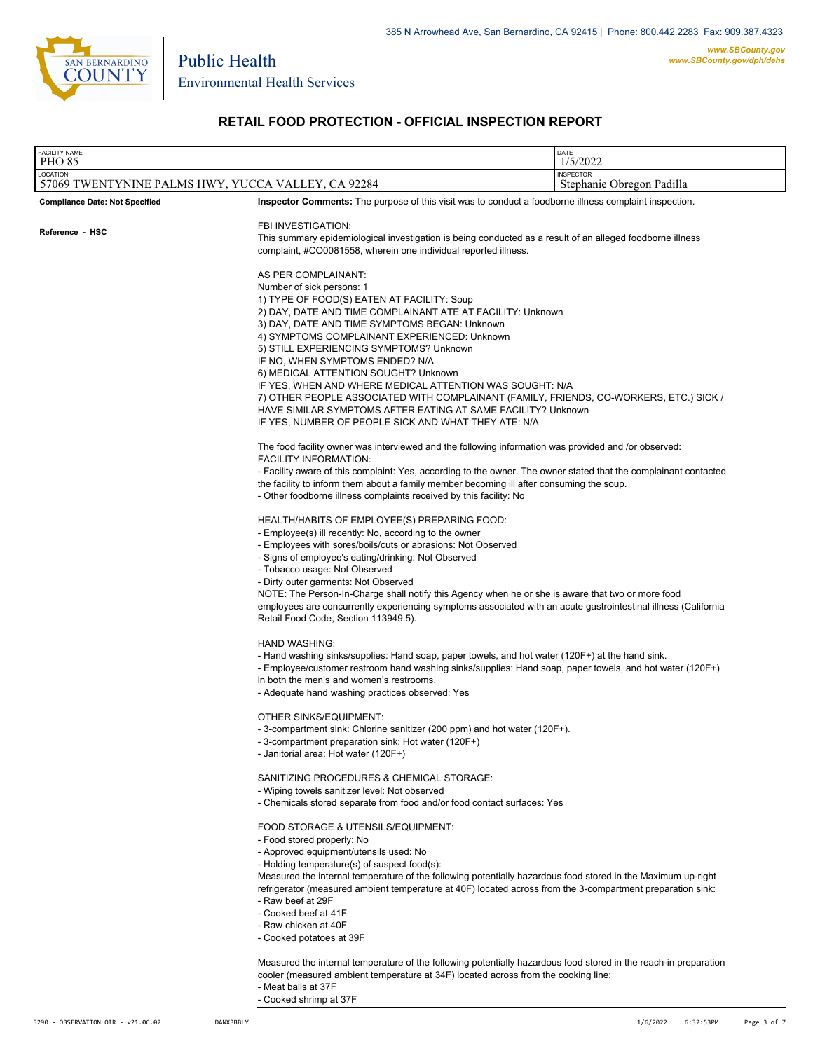## RETAIL FOOD PROTECTION - OFFICIAL INSPECTION REPORT

| FACILITY NAME | DATE |
|---|---|
| PHO 85 | 1/5/2022 |
| **LOCATION** | **INSPECTOR** |
| 57069 TWENTYNINE PALMS HWY, YUCCA VALLEY, CA 92284 | Stephanie Obregon Padilla |

**Compliance Date: Not Specified**

**Reference - HSC**

**Inspector Comments:** The purpose of this visit was to conduct a foodborne illness complaint inspection.

FBI INVESTIGATION:
This summary epidemiological investigation is being conducted as a result of an alleged foodborne illness complaint, #CO0081558, wherein one individual reported illness.

AS PER COMPLAINANT:
Number of sick persons: 1
1) TYPE OF FOOD(S) EATEN AT FACILITY: Soup
2) DAY, DATE AND TIME COMPLAINANT ATE AT FACILITY: Unknown
3) DAY, DATE AND TIME SYMPTOMS BEGAN: Unknown
4) SYMPTOMS COMPLAINANT EXPERIENCED: Unknown
5) STILL EXPERIENCING SYMPTOMS? Unknown
IF NO, WHEN SYMPTOMS ENDED? N/A
6) MEDICAL ATTENTION SOUGHT? Unknown
IF YES, WHEN AND WHERE MEDICAL ATTENTION WAS SOUGHT: N/A
7) OTHER PEOPLE ASSOCIATED WITH COMPLAINANT (FAMILY, FRIENDS, CO-WORKERS, ETC.) SICK / HAVE SIMILAR SYMPTOMS AFTER EATING AT SAME FACILITY? Unknown
IF YES, NUMBER OF PEOPLE SICK AND WHAT THEY ATE: N/A

The food facility owner was interviewed and the following information was provided and /or observed:
FACILITY INFORMATION:
- Facility aware of this complaint: Yes, according to the owner. The owner stated that the complainant contacted the facility to inform them about a family member becoming ill after consuming the soup.
- Other foodborne illness complaints received by this facility: No

HEALTH/HABITS OF EMPLOYEE(S) PREPARING FOOD:
- Employee(s) ill recently: No, according to the owner
- Employees with sores/boils/cuts or abrasions: Not Observed
- Signs of employee's eating/drinking: Not Observed
- Tobacco usage: Not Observed
- Dirty outer garments: Not Observed
NOTE: The Person-In-Charge shall notify this Agency when he or she is aware that two or more food employees are concurrently experiencing symptoms associated with an acute gastrointestinal illness (California Retail Food Code, Section 113949.5).

HAND WASHING:
- Hand washing sinks/supplies: Hand soap, paper towels, and hot water (120F+) at the hand sink.
- Employee/customer restroom hand washing sinks/supplies: Hand soap, paper towels, and hot water (120F+) in both the men's and women's restrooms.
- Adequate hand washing practices observed: Yes

OTHER SINKS/EQUIPMENT:
- 3-compartment sink: Chlorine sanitizer (200 ppm) and hot water (120F+).
- 3-compartment preparation sink: Hot water (120F+)
- Janitorial area: Hot water (120F+)

SANITIZING PROCEDURES & CHEMICAL STORAGE:
- Wiping towels sanitizer level: Not observed
- Chemicals stored separate from food and/or food contact surfaces: Yes

FOOD STORAGE & UTENSILS/EQUIPMENT:
- Food stored properly: No
- Approved equipment/utensils used: No
- Holding temperature(s) of suspect food(s):
Measured the internal temperature of the following potentially hazardous food stored in the Maximum up-right refrigerator (measured ambient temperature at 40F) located across from the 3-compartment preparation sink:
- Raw beef at 29F
- Cooked beef at 41F
- Raw chicken at 40F
- Cooked potatoes at 39F

Measured the internal temperature of the following potentially hazardous food stored in the reach-in preparation cooler (measured ambient temperature at 34F) located across from the cooking line:
- Meat balls at 37F
- Cooked shrimp at 37F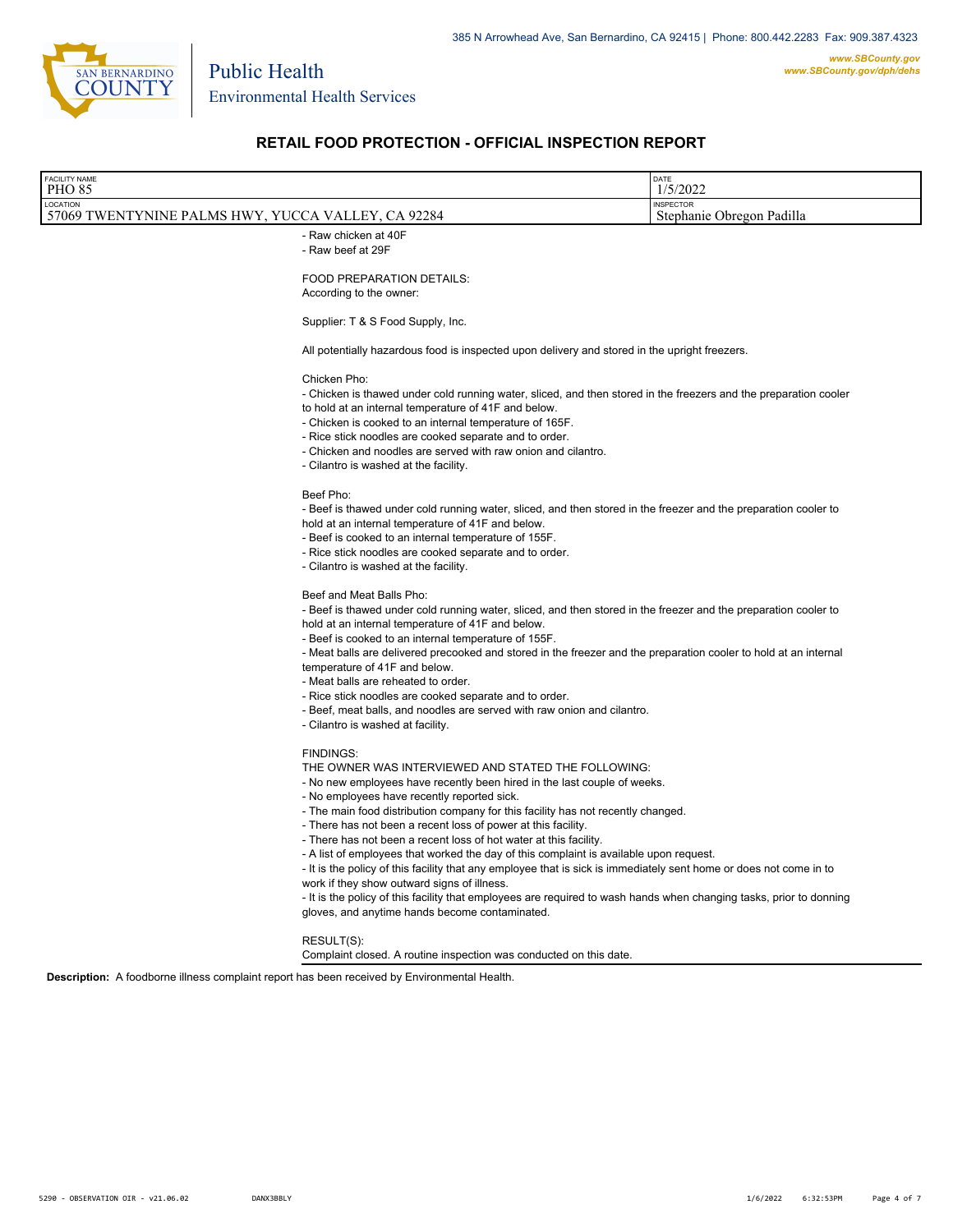Public Health
Environmental Health Services

385 N Arrowhead Ave, San Bernardino, CA 92415 | Phone: 800.442.2283 Fax: 909.387.4323

www.SBCounty.gov
www.SBCounty.gov/dph/dehs

## RETAIL FOOD PROTECTION - OFFICIAL INSPECTION REPORT

| FACILITY NAME | DATE |
|---|---|
| PHO 85 | 1/5/2022 |
| **LOCATION** | **INSPECTOR** |
| 57069 TWENTYNINE PALMS HWY, YUCCA VALLEY, CA 92284 | Stephanie Obregon Padilla |

- Raw chicken at 40F
- Raw beef at 29F

FOOD PREPARATION DETAILS:
According to the owner:

Supplier: T & S Food Supply, Inc.

All potentially hazardous food is inspected upon delivery and stored in the upright freezers.

Chicken Pho:
- Chicken is thawed under cold running water, sliced, and then stored in the freezers and the preparation cooler to hold at an internal temperature of 41F and below.
- Chicken is cooked to an internal temperature of 165F.
- Rice stick noodles are cooked separate and to order.
- Chicken and noodles are served with raw onion and cilantro.
- Cilantro is washed at the facility.

Beef Pho:
- Beef is thawed under cold running water, sliced, and then stored in the freezer and the preparation cooler to hold at an internal temperature of 41F and below.
- Beef is cooked to an internal temperature of 155F.
- Rice stick noodles are cooked separate and to order.
- Cilantro is washed at the facility.

Beef and Meat Balls Pho:
- Beef is thawed under cold running water, sliced, and then stored in the freezer and the preparation cooler to hold at an internal temperature of 41F and below.
- Beef is cooked to an internal temperature of 155F.
- Meat balls are delivered precooked and stored in the freezer and the preparation cooler to hold at an internal temperature of 41F and below.
- Meat balls are reheated to order.
- Rice stick noodles are cooked separate and to order.
- Beef, meat balls, and noodles are served with raw onion and cilantro.
- Cilantro is washed at facility.

FINDINGS:
THE OWNER WAS INTERVIEWED AND STATED THE FOLLOWING:
- No new employees have recently been hired in the last couple of weeks.
- No employees have recently reported sick.
- The main food distribution company for this facility has not recently changed.
- There has not been a recent loss of power at this facility.
- There has not been a recent loss of hot water at this facility.
- A list of employees that worked the day of this complaint is available upon request.
- It is the policy of this facility that any employee that is sick is immediately sent home or does not come in to work if they show outward signs of illness.
- It is the policy of this facility that employees are required to wash hands when changing tasks, prior to donning gloves, and anytime hands become contaminated.

RESULT(S):
Complaint closed. A routine inspection was conducted on this date.

**Description:** A foodborne illness complaint report has been received by Environmental Health.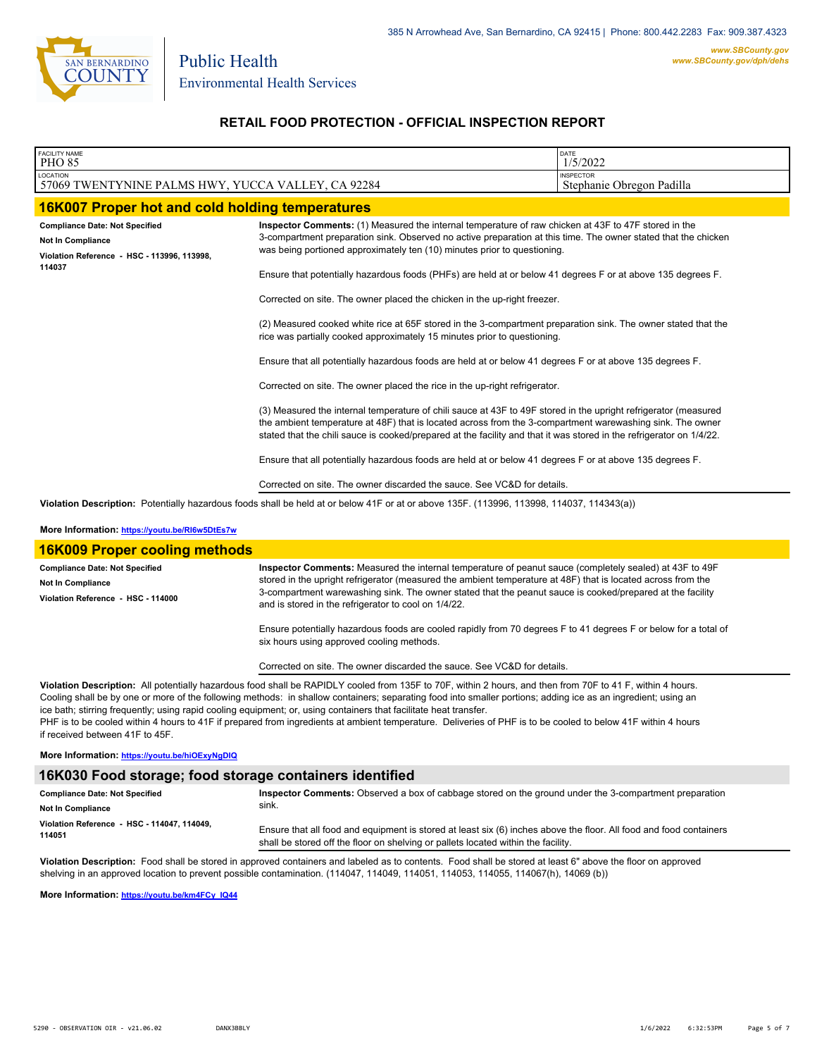Public Health
Environmental Health Services

385 N Arrowhead Ave, San Bernardino, CA 92415 | Phone: 800.442.2283 Fax: 909.387.4323

www.SBCounty.gov
www.SBCounty.gov/dph/dehs

## RETAIL FOOD PROTECTION - OFFICIAL INSPECTION REPORT

| FACILITY NAME | DATE |
|---|---|
| PHO 85 | 1/5/2022 |
| **LOCATION** | **INSPECTOR** |
| 57069 TWENTYNINE PALMS HWY, YUCCA VALLEY, CA 92284 | Stephanie Obregon Padilla |

## 16K007 Proper hot and cold holding temperatures

**Compliance Date: Not Specified**

**Not In Compliance**

**Violation Reference - HSC - 113996, 113998, 114037**

**Inspector Comments:** (1) Measured the internal temperature of raw chicken at 43F to 47F stored in the 3-compartment preparation sink. Observed no active preparation at this time. The owner stated that the chicken was being portioned approximately ten (10) minutes prior to questioning.

Ensure that potentially hazardous foods (PHFs) are held at or below 41 degrees F or at above 135 degrees F.

Corrected on site. The owner placed the chicken in the up-right freezer.

(2) Measured cooked white rice at 65F stored in the 3-compartment preparation sink. The owner stated that the rice was partially cooked approximately 15 minutes prior to questioning.

Ensure that all potentially hazardous foods are held at or below 41 degrees F or at above 135 degrees F.

Corrected on site. The owner placed the rice in the up-right refrigerator.

(3) Measured the internal temperature of chili sauce at 43F to 49F stored in the upright refrigerator (measured the ambient temperature at 48F) that is located across from the 3-compartment warewashing sink. The owner stated that the chili sauce is cooked/prepared at the facility and that it was stored in the refrigerator on 1/4/22.

Ensure that all potentially hazardous foods are held at or below 41 degrees F or at above 135 degrees F.

Corrected on site. The owner discarded the sauce. See VC&D for details.

**Violation Description:** Potentially hazardous foods shall be held at or below 41F or at or above 135F. (113996, 113998, 114037, 114343(a))

**More Information:** https://youtu.be/RI6w5DtEs7w

## 16K009 Proper cooling methods

**Compliance Date: Not Specified**

**Not In Compliance**

**Violation Reference - HSC - 114000**

**Inspector Comments:** Measured the internal temperature of peanut sauce (completely sealed) at 43F to 49F stored in the upright refrigerator (measured the ambient temperature at 48F) that is located across from the 3-compartment warewashing sink. The owner stated that the peanut sauce is cooked/prepared at the facility and is stored in the refrigerator to cool on 1/4/22.

Ensure potentially hazardous foods are cooled rapidly from 70 degrees F to 41 degrees F or below for a total of six hours using approved cooling methods.

Corrected on site. The owner discarded the sauce. See VC&D for details.

**Violation Description:** All potentially hazardous food shall be RAPIDLY cooled from 135F to 70F, within 2 hours, and then from 70F to 41 F, within 4 hours. Cooling shall be by one or more of the following methods: in shallow containers; separating food into smaller portions; adding ice as an ingredient; using an ice bath; stirring frequently; using rapid cooling equipment; or, using containers that facilitate heat transfer.
PHF is to be cooled within 4 hours to 41F if prepared from ingredients at ambient temperature. Deliveries of PHF is to be cooled to below 41F within 4 hours if received between 41F to 45F.

**More Information:** https://youtu.be/hiOExyNgDIQ

## 16K030 Food storage; food storage containers identified

**Compliance Date: Not Specified**

**Not In Compliance**

**Violation Reference - HSC - 114047, 114049, 114051**

**Inspector Comments:** Observed a box of cabbage stored on the ground under the 3-compartment preparation sink.

Ensure that all food and equipment is stored at least six (6) inches above the floor. All food and food containers shall be stored off the floor on shelving or pallets located within the facility.

**Violation Description:** Food shall be stored in approved containers and labeled as to contents. Food shall be stored at least 6" above the floor on approved shelving in an approved location to prevent possible contamination. (114047, 114049, 114051, 114053, 114055, 114067(h), 14069 (b))

**More Information:** https://youtu.be/km4FCy_IQ44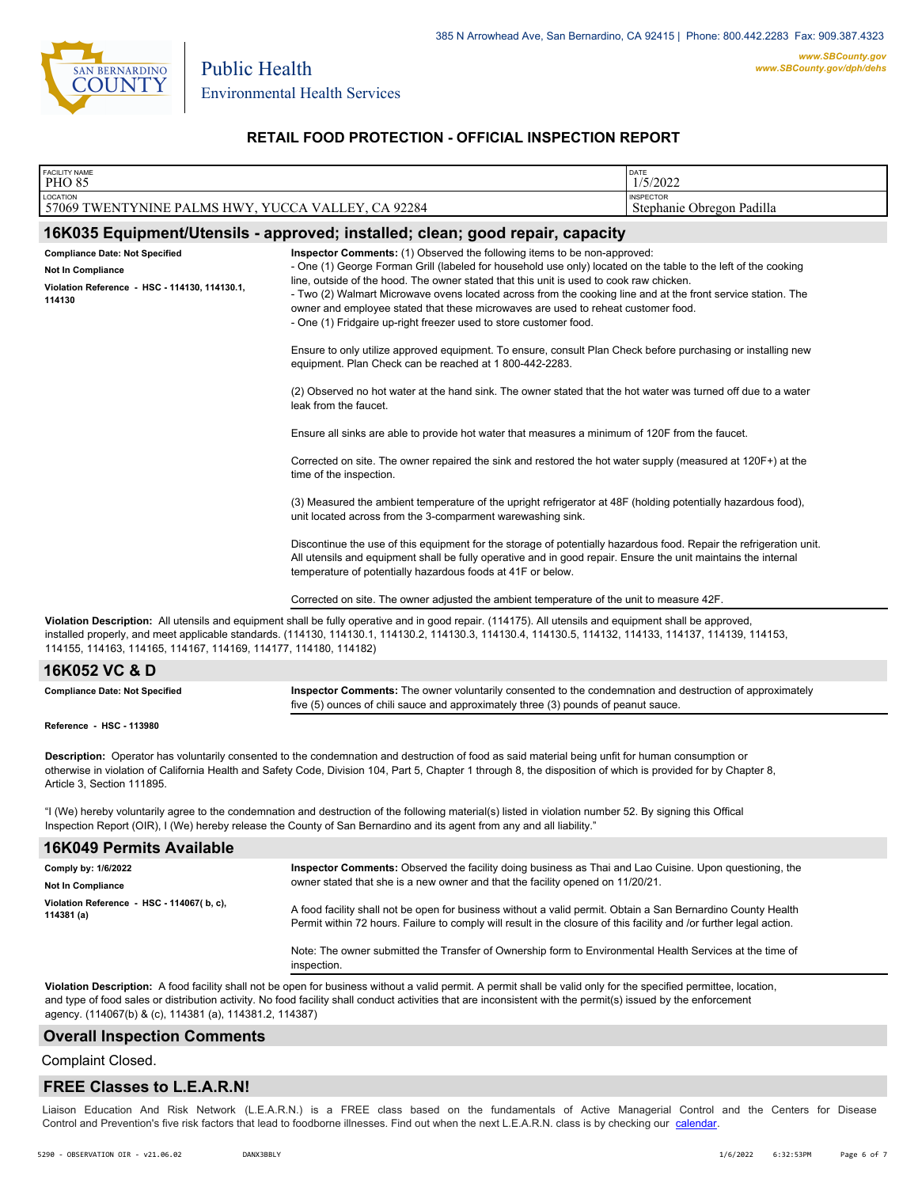385 N Arrowhead Ave, San Bernardino, CA 92415 | Phone: 800.442.2283 Fax: 909.387.4323

www.SBCounty.gov
www.SBCounty.gov/dph/dehs

Public Health
Environmental Health Services

## RETAIL FOOD PROTECTION - OFFICIAL INSPECTION REPORT

| FACILITY NAME | DATE |
|---|---|
| PHO 85 | 1/5/2022 |
| **LOCATION** | **INSPECTOR** |
| 57069 TWENTYNINE PALMS HWY, YUCCA VALLEY, CA 92284 | Stephanie Obregon Padilla |

### 16K035 Equipment/Utensils - approved; installed; clean; good repair, capacity

**Compliance Date: Not Specified**

**Not In Compliance**

**Violation Reference - HSC - 114130, 114130.1, 114130**

**Inspector Comments:** (1) Observed the following items to be non-approved:
- One (1) George Forman Grill (labeled for household use only) located on the table to the left of the cooking line, outside of the hood. The owner stated that this unit is used to cook raw chicken.
- Two (2) Walmart Microwave ovens located across from the cooking line and at the front service station. The owner and employee stated that these microwaves are used to reheat customer food.
- One (1) Fridgaire up-right freezer used to store customer food.

Ensure to only utilize approved equipment. To ensure, consult Plan Check before purchasing or installing new equipment. Plan Check can be reached at 1 800-442-2283.

(2) Observed no hot water at the hand sink. The owner stated that the hot water was turned off due to a water leak from the faucet.

Ensure all sinks are able to provide hot water that measures a minimum of 120F from the faucet.

Corrected on site. The owner repaired the sink and restored the hot water supply (measured at 120F+) at the time of the inspection.

(3) Measured the ambient temperature of the upright refrigerator at 48F (holding potentially hazardous food), unit located across from the 3-comparment warewashing sink.

Discontinue the use of this equipment for the storage of potentially hazardous food. Repair the refrigeration unit. All utensils and equipment shall be fully operative and in good repair. Ensure the unit maintains the internal temperature of potentially hazardous foods at 41F or below.

Corrected on site. The owner adjusted the ambient temperature of the unit to measure 42F.

**Violation Description:** All utensils and equipment shall be fully operative and in good repair. (114175). All utensils and equipment shall be approved, installed properly, and meet applicable standards. (114130, 114130.1, 114130.2, 114130.3, 114130.4, 114130.5, 114132, 114133, 114137, 114139, 114153, 114155, 114163, 114165, 114167, 114169, 114177, 114180, 114182)

### 16K052 VC & D

**Compliance Date: Not Specified**

**Inspector Comments:** The owner voluntarily consented to the condemnation and destruction of approximately five (5) ounces of chili sauce and approximately three (3) pounds of peanut sauce.

**Reference - HSC - 113980**

**Description:** Operator has voluntarily consented to the condemnation and destruction of food as said material being unfit for human consumption or otherwise in violation of California Health and Safety Code, Division 104, Part 5, Chapter 1 through 8, the disposition of which is provided for by Chapter 8, Article 3, Section 111895.

"I (We) hereby voluntarily agree to the condemnation and destruction of the following material(s) listed in violation number 52. By signing this Offical Inspection Report (OIR), I (We) hereby release the County of San Bernardino and its agent from any and all liability."

### 16K049 Permits Available

**Comply by: 1/6/2022**

**Not In Compliance**

**Violation Reference - HSC - 114067( b, c), 114381 (a)**

**Inspector Comments:** Observed the facility doing business as Thai and Lao Cuisine. Upon questioning, the owner stated that she is a new owner and that the facility opened on 11/20/21.

A food facility shall not be open for business without a valid permit. Obtain a San Bernardino County Health Permit within 72 hours. Failure to comply will result in the closure of this facility and /or further legal action.

Note: The owner submitted the Transfer of Ownership form to Environmental Health Services at the time of inspection.

**Violation Description:** A food facility shall not be open for business without a valid permit. A permit shall be valid only for the specified permittee, location, and type of food sales or distribution activity. No food facility shall conduct activities that are inconsistent with the permit(s) issued by the enforcement agency. (114067(b) & (c), 114381 (a), 114381.2, 114387)

### Overall Inspection Comments

Complaint Closed.

### FREE Classes to L.E.A.R.N!

Liaison Education And Risk Network (L.E.A.R.N.) is a FREE class based on the fundamentals of Active Managerial Control and the Centers for Disease Control and Prevention's five risk factors that lead to foodborne illnesses. Find out when the next L.E.A.R.N. class is by checking our calendar.

5290 - OBSERVATION OIR - v21.06.02 DANX3BBLY 1/6/2022 6:32:53PM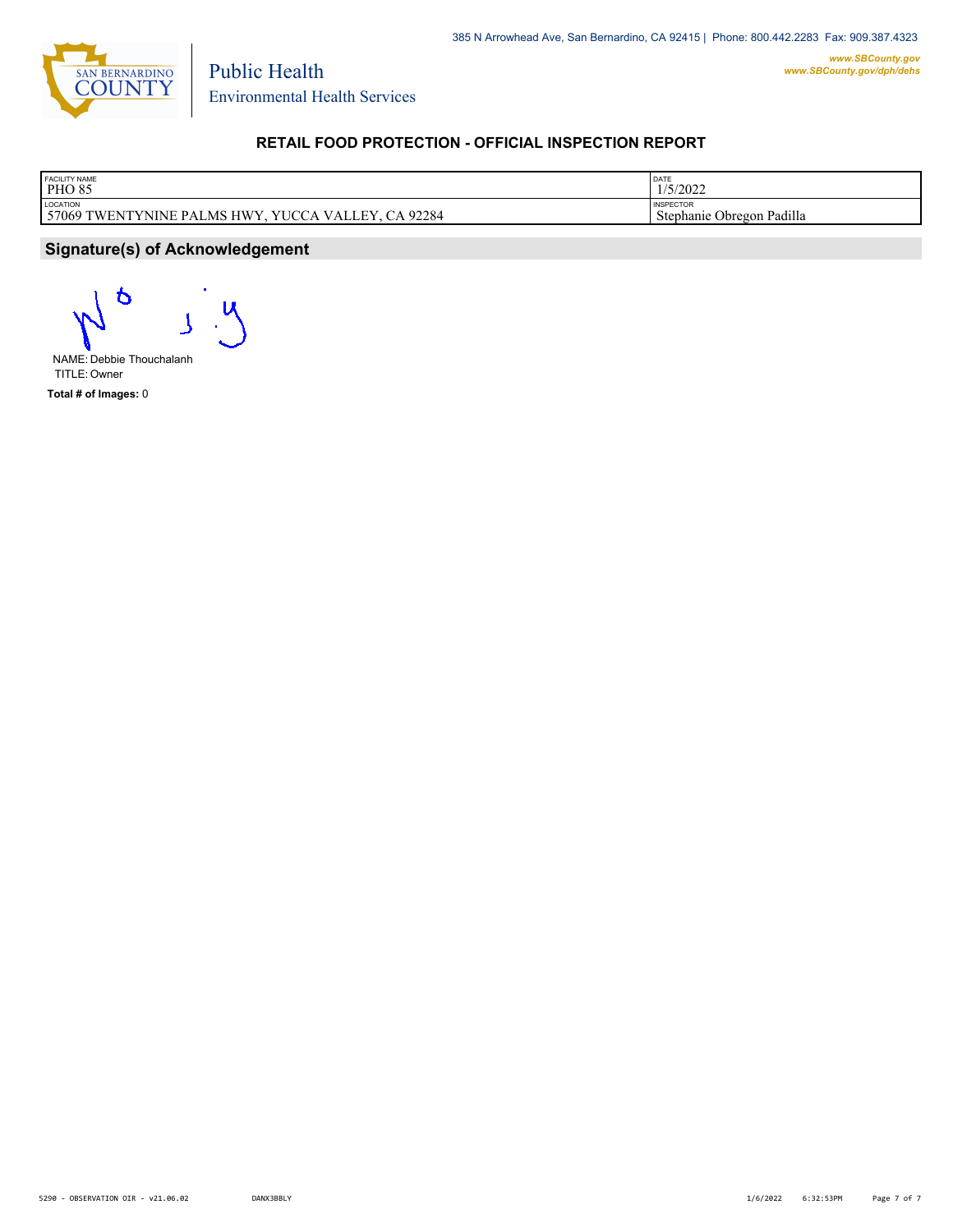385 N Arrowhead Ave, San Bernardino, CA 92415 | Phone: 800.442.2283 Fax: 909.387.4323

***www.SBCounty.gov***
***www.SBCounty.gov/dph/dehs***

Public Health
Environmental Health Services

## RETAIL FOOD PROTECTION - OFFICIAL INSPECTION REPORT

| FACILITY NAME | DATE |
|---|---|
| PHO 85 | 1/5/2022 |
| LOCATION | INSPECTOR |
| 57069 TWENTYNINE PALMS HWY, YUCCA VALLEY, CA 92284 | Stephanie Obregon Padilla |

## Signature(s) of Acknowledgement

NAME: Debbie Thouchalanh
TITLE: Owner

**Total # of Images:** 0